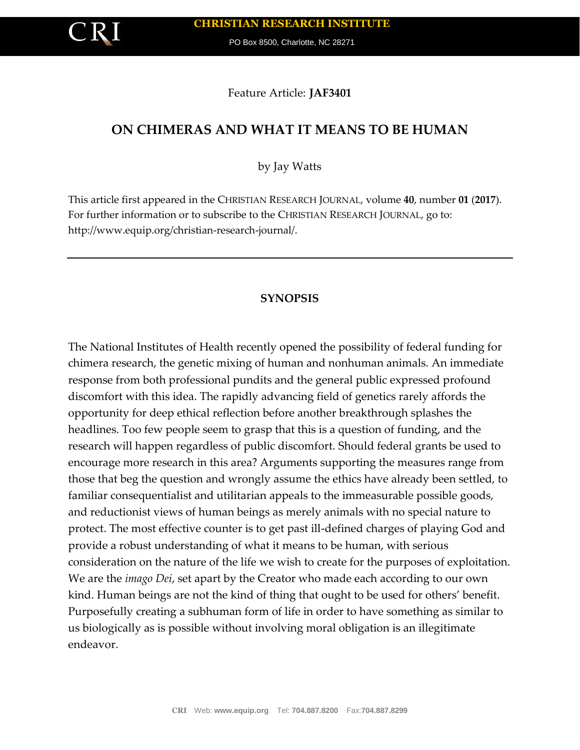Feature Article: **JAF3401**

# ON CHIMERAS AND WHAT IT MEANS TO BE HUMAN

by Jay Watts

This article first appeared in the CHRISTIAN RESEARCH JOURNAL, volume **40**, number **01** (**2017**). For further information or to subscribe to the CHRISTIAN RESEARCH JOURNAL, go to: http://www.equip.org/christian-research-journal/.

---

## SYNOPSIS

The National Institutes of Health recently opened the possibility of federal funding for chimera research, the genetic mixing of human and nonhuman animals. An immediate response from both professional pundits and the general public expressed profound discomfort with this idea. The rapidly advancing field of genetics rarely affords the opportunity for deep ethical reflection before another breakthrough splashes the headlines. Too few people seem to grasp that this is a question of funding, and the research will happen regardless of public discomfort. Should federal grants be used to encourage more research in this area? Arguments supporting the measures range from those that beg the question and wrongly assume the ethics have already been settled, to familiar consequentialist and utilitarian appeals to the immeasurable possible goods, and reductionist views of human beings as merely animals with no special nature to protect. The most effective counter is to get past ill-defined charges of playing God and provide a robust understanding of what it means to be human, with serious consideration on the nature of the life we wish to create for the purposes of exploitation. We are the *imago Dei*, set apart by the Creator who made each according to our own kind. Human beings are not the kind of thing that ought to be used for others' benefit. Purposefully creating a subhuman form of life in order to have something as similar to us biologically as is possible without involving moral obligation is an illegitimate endeavor.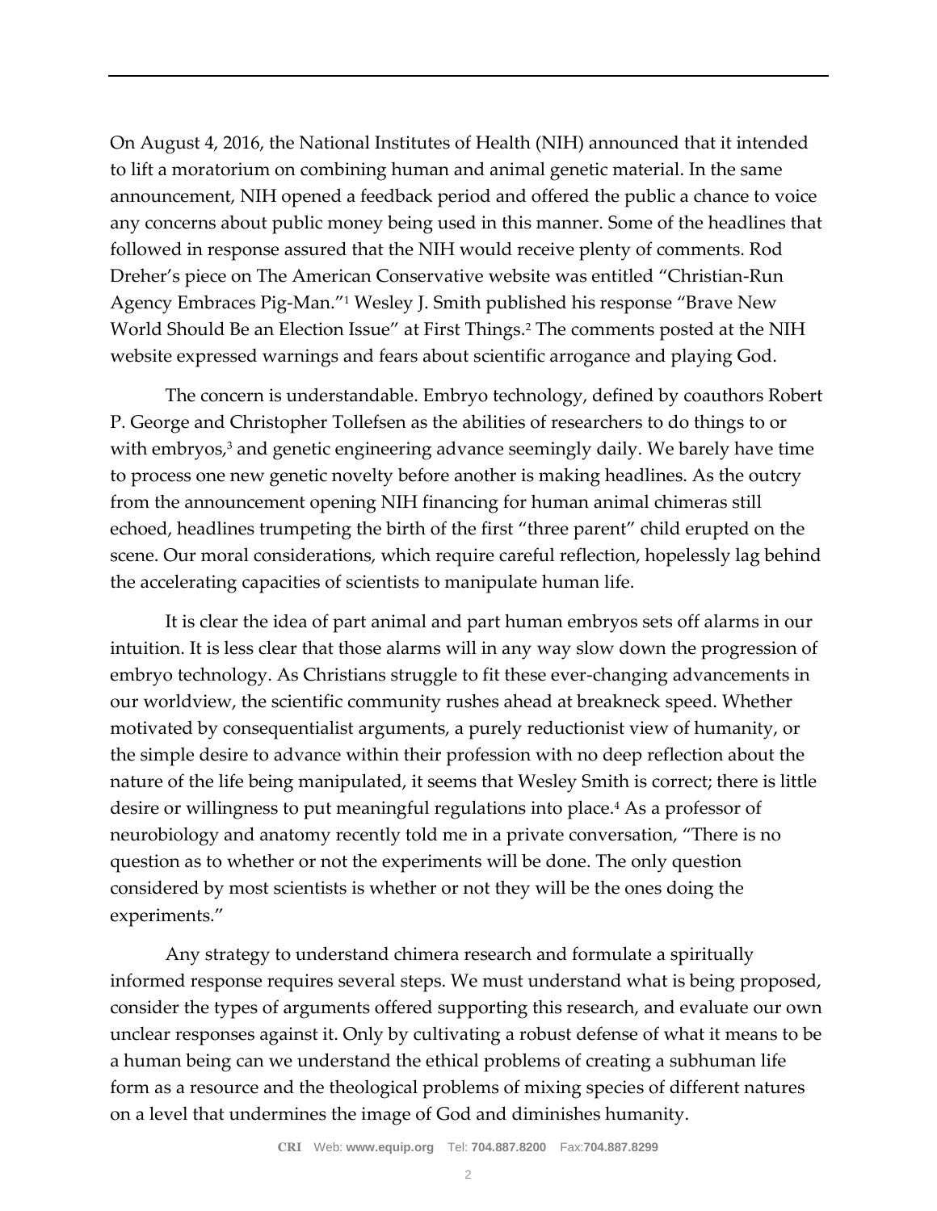On August 4, 2016, the National Institutes of Health (NIH) announced that it intended to lift a moratorium on combining human and animal genetic material. In the same announcement, NIH opened a feedback period and offered the public a chance to voice any concerns about public money being used in this manner. Some of the headlines that followed in response assured that the NIH would receive plenty of comments. Rod Dreher's piece on The American Conservative website was entitled "Christian-Run Agency Embraces Pig-Man."[1] Wesley J. Smith published his response "Brave New World Should Be an Election Issue" at First Things.[2] The comments posted at the NIH website expressed warnings and fears about scientific arrogance and playing God.

The concern is understandable. Embryo technology, defined by coauthors Robert P. George and Christopher Tollefsen as the abilities of researchers to do things to or with embryos,[3] and genetic engineering advance seemingly daily. We barely have time to process one new genetic novelty before another is making headlines. As the outcry from the announcement opening NIH financing for human animal chimeras still echoed, headlines trumpeting the birth of the first "three parent" child erupted on the scene. Our moral considerations, which require careful reflection, hopelessly lag behind the accelerating capacities of scientists to manipulate human life.

It is clear the idea of part animal and part human embryos sets off alarms in our intuition. It is less clear that those alarms will in any way slow down the progression of embryo technology. As Christians struggle to fit these ever-changing advancements in our worldview, the scientific community rushes ahead at breakneck speed. Whether motivated by consequentialist arguments, a purely reductionist view of humanity, or the simple desire to advance within their profession with no deep reflection about the nature of the life being manipulated, it seems that Wesley Smith is correct; there is little desire or willingness to put meaningful regulations into place.[4] As a professor of neurobiology and anatomy recently told me in a private conversation, "There is no question as to whether or not the experiments will be done. The only question considered by most scientists is whether or not they will be the ones doing the experiments."

Any strategy to understand chimera research and formulate a spiritually informed response requires several steps. We must understand what is being proposed, consider the types of arguments offered supporting this research, and evaluate our own unclear responses against it. Only by cultivating a robust defense of what it means to be a human being can we understand the ethical problems of creating a subhuman life form as a resource and the theological problems of mixing species of different natures on a level that undermines the image of God and diminishes humanity.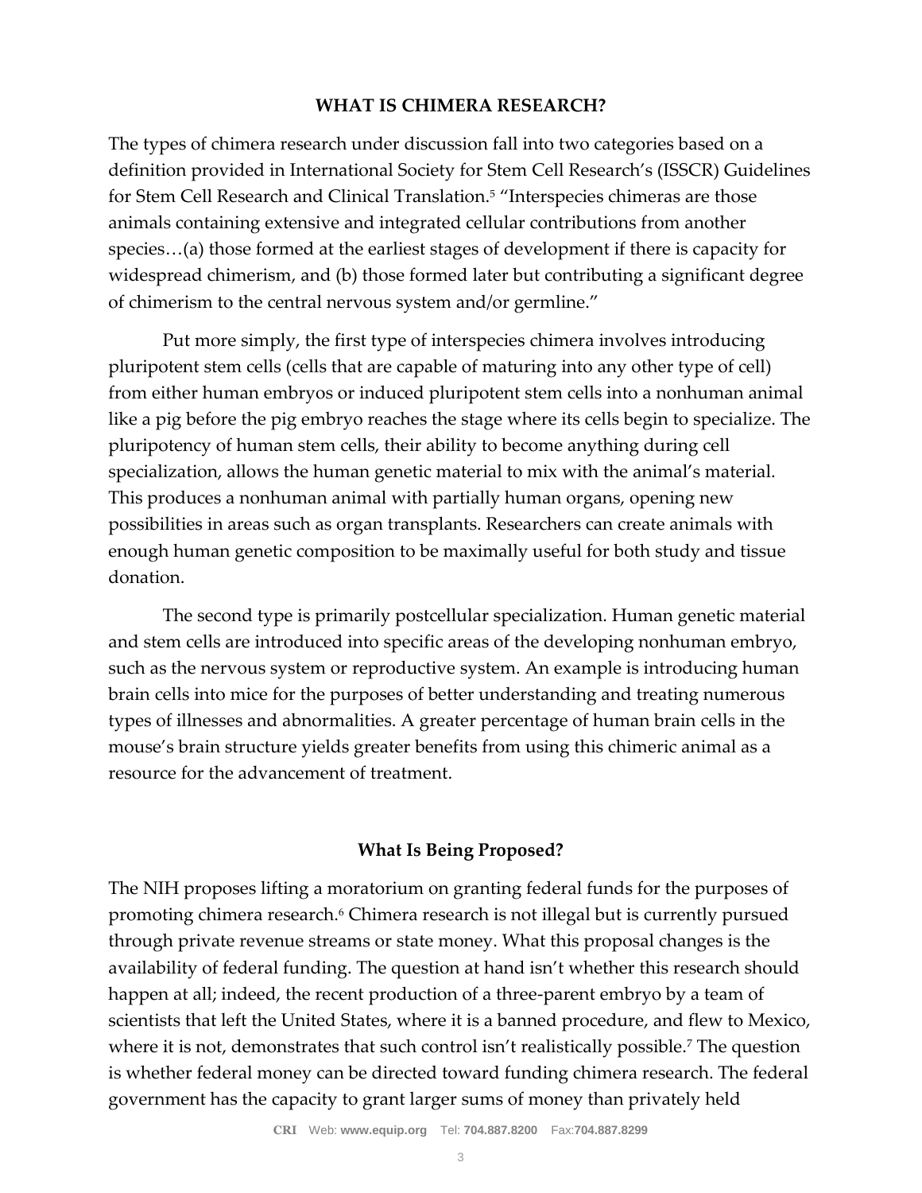## WHAT IS CHIMERA RESEARCH?

The types of chimera research under discussion fall into two categories based on a definition provided in International Society for Stem Cell Research's (ISSCR) Guidelines for Stem Cell Research and Clinical Translation.[5] "Interspecies chimeras are those animals containing extensive and integrated cellular contributions from another species…(a) those formed at the earliest stages of development if there is capacity for widespread chimerism, and (b) those formed later but contributing a significant degree of chimerism to the central nervous system and/or germline."

Put more simply, the first type of interspecies chimera involves introducing pluripotent stem cells (cells that are capable of maturing into any other type of cell) from either human embryos or induced pluripotent stem cells into a nonhuman animal like a pig before the pig embryo reaches the stage where its cells begin to specialize. The pluripotency of human stem cells, their ability to become anything during cell specialization, allows the human genetic material to mix with the animal's material. This produces a nonhuman animal with partially human organs, opening new possibilities in areas such as organ transplants. Researchers can create animals with enough human genetic composition to be maximally useful for both study and tissue donation.

The second type is primarily postcellular specialization. Human genetic material and stem cells are introduced into specific areas of the developing nonhuman embryo, such as the nervous system or reproductive system. An example is introducing human brain cells into mice for the purposes of better understanding and treating numerous types of illnesses and abnormalities. A greater percentage of human brain cells in the mouse's brain structure yields greater benefits from using this chimeric animal as a resource for the advancement of treatment.

### What Is Being Proposed?

The NIH proposes lifting a moratorium on granting federal funds for the purposes of promoting chimera research.[6] Chimera research is not illegal but is currently pursued through private revenue streams or state money. What this proposal changes is the availability of federal funding. The question at hand isn't whether this research should happen at all; indeed, the recent production of a three-parent embryo by a team of scientists that left the United States, where it is a banned procedure, and flew to Mexico, where it is not, demonstrates that such control isn't realistically possible.[7] The question is whether federal money can be directed toward funding chimera research. The federal government has the capacity to grant larger sums of money than privately held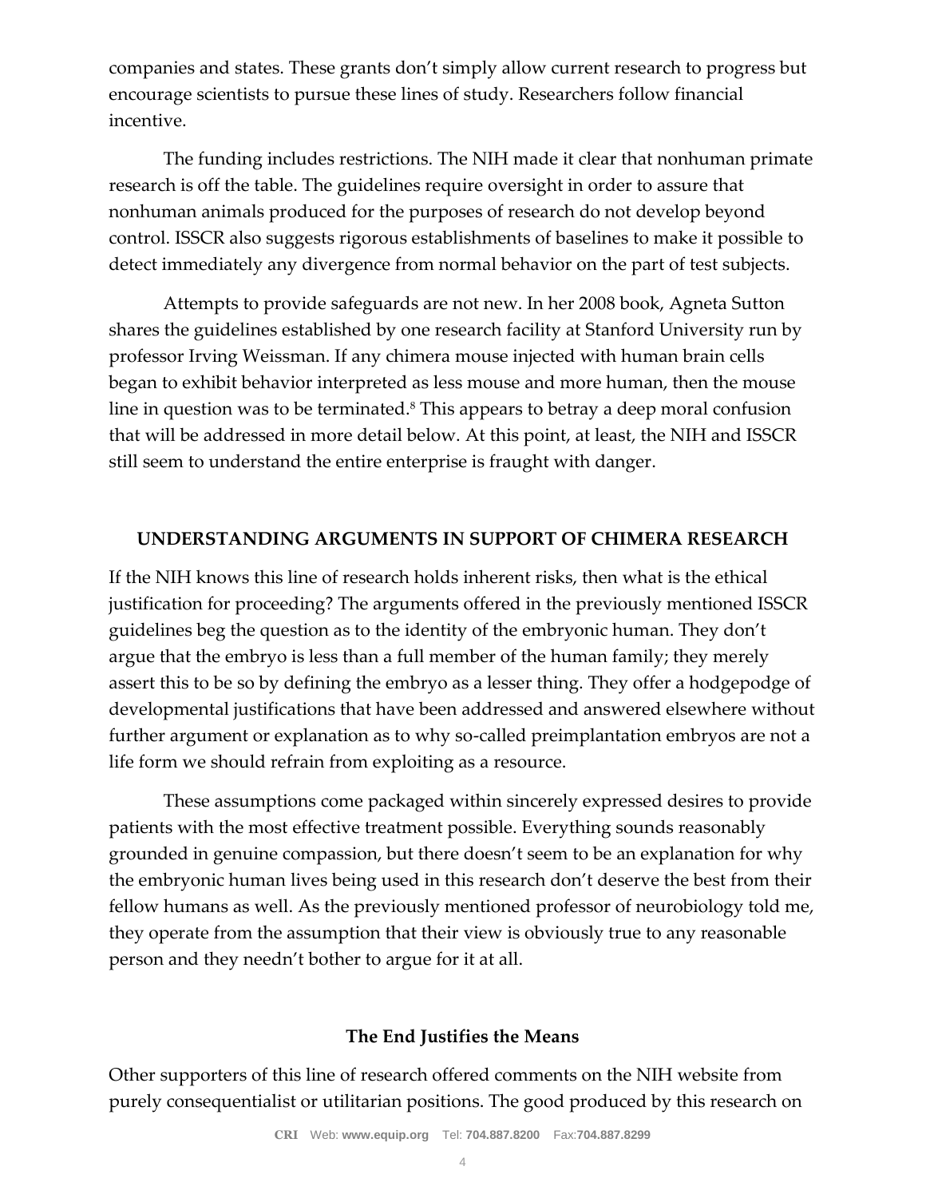companies and states. These grants don't simply allow current research to progress but encourage scientists to pursue these lines of study. Researchers follow financial incentive.

The funding includes restrictions. The NIH made it clear that nonhuman primate research is off the table. The guidelines require oversight in order to assure that nonhuman animals produced for the purposes of research do not develop beyond control. ISSCR also suggests rigorous establishments of baselines to make it possible to detect immediately any divergence from normal behavior on the part of test subjects.

Attempts to provide safeguards are not new. In her 2008 book, Agneta Sutton shares the guidelines established by one research facility at Stanford University run by professor Irving Weissman. If any chimera mouse injected with human brain cells began to exhibit behavior interpreted as less mouse and more human, then the mouse line in question was to be terminated.[8] This appears to betray a deep moral confusion that will be addressed in more detail below. At this point, at least, the NIH and ISSCR still seem to understand the entire enterprise is fraught with danger.

## UNDERSTANDING ARGUMENTS IN SUPPORT OF CHIMERA RESEARCH

If the NIH knows this line of research holds inherent risks, then what is the ethical justification for proceeding? The arguments offered in the previously mentioned ISSCR guidelines beg the question as to the identity of the embryonic human. They don't argue that the embryo is less than a full member of the human family; they merely assert this to be so by defining the embryo as a lesser thing. They offer a hodgepodge of developmental justifications that have been addressed and answered elsewhere without further argument or explanation as to why so-called preimplantation embryos are not a life form we should refrain from exploiting as a resource.

These assumptions come packaged within sincerely expressed desires to provide patients with the most effective treatment possible. Everything sounds reasonably grounded in genuine compassion, but there doesn't seem to be an explanation for why the embryonic human lives being used in this research don't deserve the best from their fellow humans as well. As the previously mentioned professor of neurobiology told me, they operate from the assumption that their view is obviously true to any reasonable person and they needn't bother to argue for it at all.

### The End Justifies the Means

Other supporters of this line of research offered comments on the NIH website from purely consequentialist or utilitarian positions. The good produced by this research on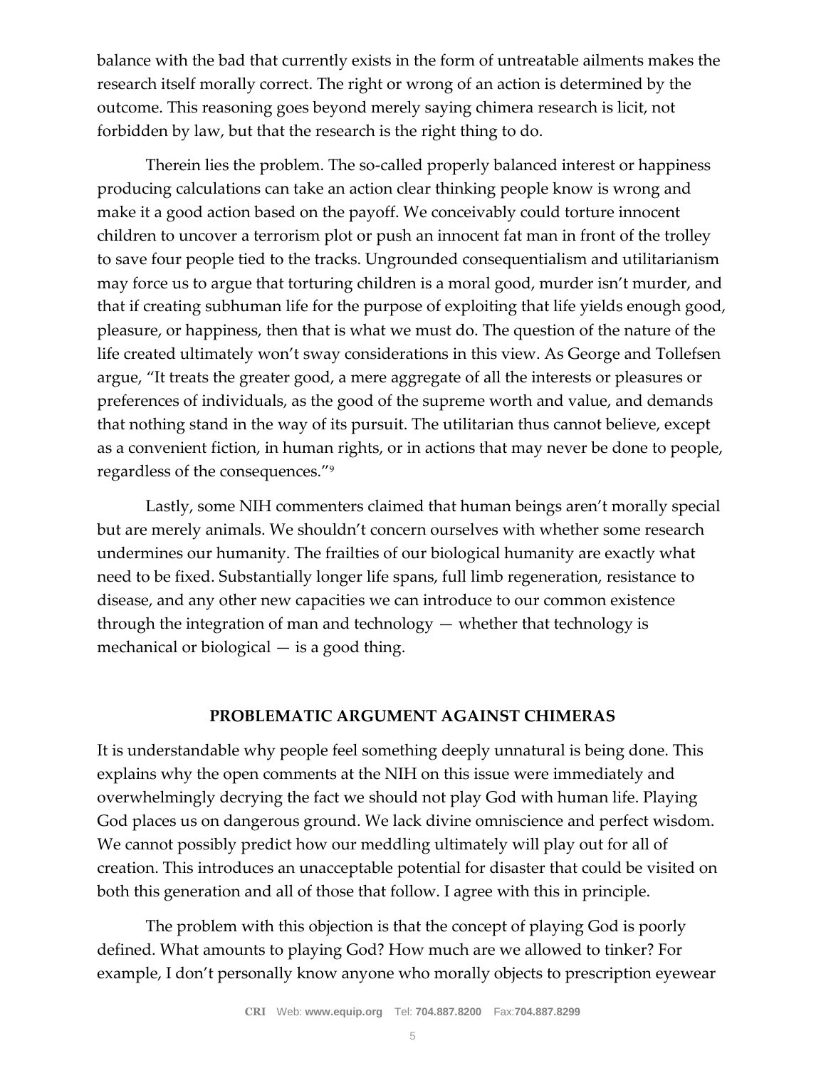balance with the bad that currently exists in the form of untreatable ailments makes the research itself morally correct. The right or wrong of an action is determined by the outcome. This reasoning goes beyond merely saying chimera research is licit, not forbidden by law, but that the research is the right thing to do.

Therein lies the problem. The so-called properly balanced interest or happiness producing calculations can take an action clear thinking people know is wrong and make it a good action based on the payoff. We conceivably could torture innocent children to uncover a terrorism plot or push an innocent fat man in front of the trolley to save four people tied to the tracks. Ungrounded consequentialism and utilitarianism may force us to argue that torturing children is a moral good, murder isn't murder, and that if creating subhuman life for the purpose of exploiting that life yields enough good, pleasure, or happiness, then that is what we must do. The question of the nature of the life created ultimately won't sway considerations in this view. As George and Tollefsen argue, "It treats the greater good, a mere aggregate of all the interests or pleasures or preferences of individuals, as the good of the supreme worth and value, and demands that nothing stand in the way of its pursuit. The utilitarian thus cannot believe, except as a convenient fiction, in human rights, or in actions that may never be done to people, regardless of the consequences."[9]

Lastly, some NIH commenters claimed that human beings aren't morally special but are merely animals. We shouldn't concern ourselves with whether some research undermines our humanity. The frailties of our biological humanity are exactly what need to be fixed. Substantially longer life spans, full limb regeneration, resistance to disease, and any other new capacities we can introduce to our common existence through the integration of man and technology — whether that technology is mechanical or biological — is a good thing.

## PROBLEMATIC ARGUMENT AGAINST CHIMERAS

It is understandable why people feel something deeply unnatural is being done. This explains why the open comments at the NIH on this issue were immediately and overwhelmingly decrying the fact we should not play God with human life. Playing God places us on dangerous ground. We lack divine omniscience and perfect wisdom. We cannot possibly predict how our meddling ultimately will play out for all of creation. This introduces an unacceptable potential for disaster that could be visited on both this generation and all of those that follow. I agree with this in principle.

The problem with this objection is that the concept of playing God is poorly defined. What amounts to playing God? How much are we allowed to tinker? For example, I don't personally know anyone who morally objects to prescription eyewear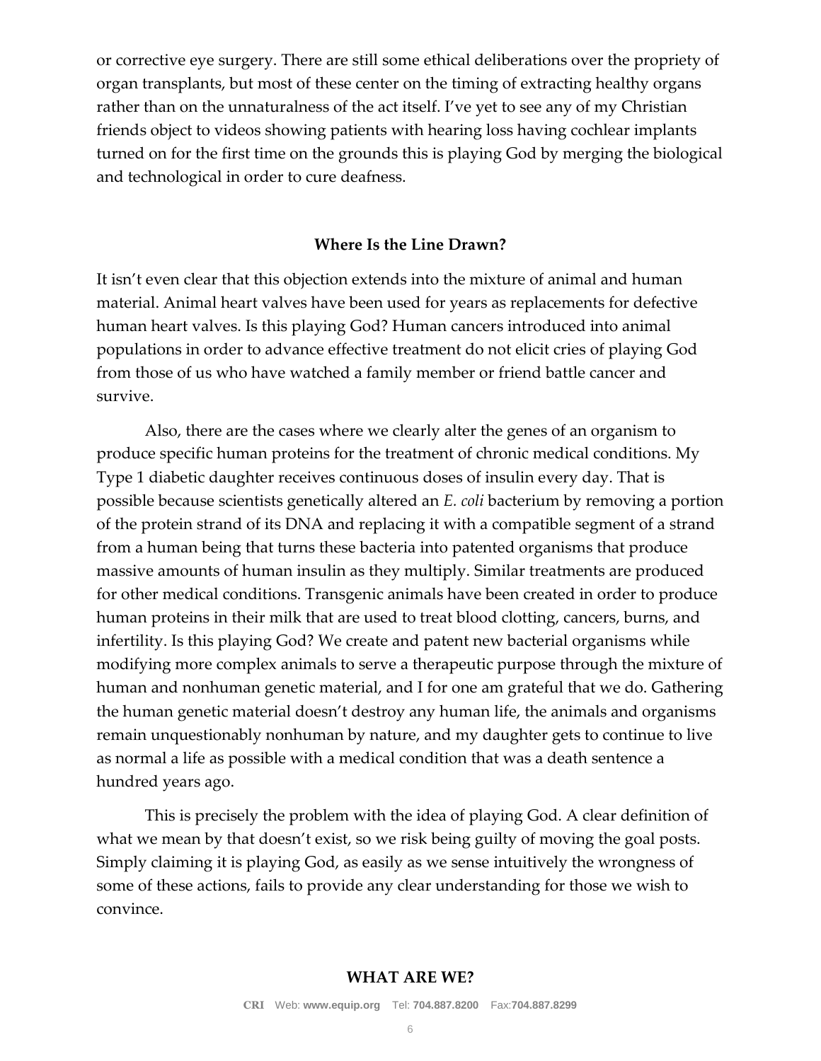or corrective eye surgery. There are still some ethical deliberations over the propriety of organ transplants, but most of these center on the timing of extracting healthy organs rather than on the unnaturalness of the act itself. I've yet to see any of my Christian friends object to videos showing patients with hearing loss having cochlear implants turned on for the first time on the grounds this is playing God by merging the biological and technological in order to cure deafness.

### Where Is the Line Drawn?

It isn't even clear that this objection extends into the mixture of animal and human material. Animal heart valves have been used for years as replacements for defective human heart valves. Is this playing God? Human cancers introduced into animal populations in order to advance effective treatment do not elicit cries of playing God from those of us who have watched a family member or friend battle cancer and survive.

Also, there are the cases where we clearly alter the genes of an organism to produce specific human proteins for the treatment of chronic medical conditions. My Type 1 diabetic daughter receives continuous doses of insulin every day. That is possible because scientists genetically altered an *E. coli* bacterium by removing a portion of the protein strand of its DNA and replacing it with a compatible segment of a strand from a human being that turns these bacteria into patented organisms that produce massive amounts of human insulin as they multiply. Similar treatments are produced for other medical conditions. Transgenic animals have been created in order to produce human proteins in their milk that are used to treat blood clotting, cancers, burns, and infertility. Is this playing God? We create and patent new bacterial organisms while modifying more complex animals to serve a therapeutic purpose through the mixture of human and nonhuman genetic material, and I for one am grateful that we do. Gathering the human genetic material doesn't destroy any human life, the animals and organisms remain unquestionably nonhuman by nature, and my daughter gets to continue to live as normal a life as possible with a medical condition that was a death sentence a hundred years ago.

This is precisely the problem with the idea of playing God. A clear definition of what we mean by that doesn't exist, so we risk being guilty of moving the goal posts. Simply claiming it is playing God, as easily as we sense intuitively the wrongness of some of these actions, fails to provide any clear understanding for those we wish to convince.

## WHAT ARE WE?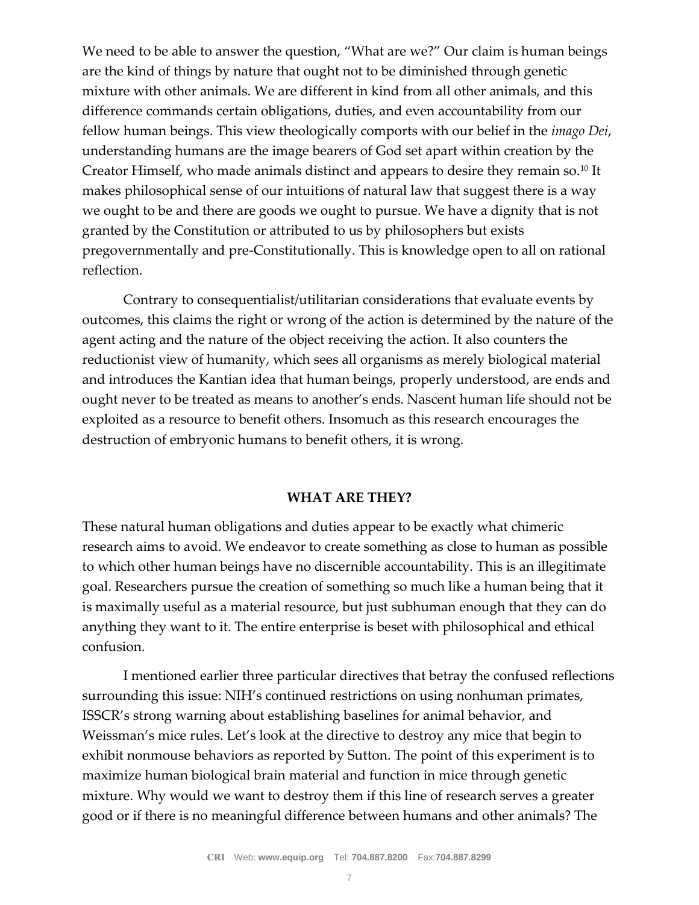We need to be able to answer the question, "What are we?" Our claim is human beings are the kind of things by nature that ought not to be diminished through genetic mixture with other animals. We are different in kind from all other animals, and this difference commands certain obligations, duties, and even accountability from our fellow human beings. This view theologically comports with our belief in the *imago Dei*, understanding humans are the image bearers of God set apart within creation by the Creator Himself, who made animals distinct and appears to desire they remain so.[10] It makes philosophical sense of our intuitions of natural law that suggest there is a way we ought to be and there are goods we ought to pursue. We have a dignity that is not granted by the Constitution or attributed to us by philosophers but exists pregovernmentally and pre-Constitutionally. This is knowledge open to all on rational reflection.

Contrary to consequentialist/utilitarian considerations that evaluate events by outcomes, this claims the right or wrong of the action is determined by the nature of the agent acting and the nature of the object receiving the action. It also counters the reductionist view of humanity, which sees all organisms as merely biological material and introduces the Kantian idea that human beings, properly understood, are ends and ought never to be treated as means to another's ends. Nascent human life should not be exploited as a resource to benefit others. Insomuch as this research encourages the destruction of embryonic humans to benefit others, it is wrong.

## WHAT ARE THEY?

These natural human obligations and duties appear to be exactly what chimeric research aims to avoid. We endeavor to create something as close to human as possible to which other human beings have no discernible accountability. This is an illegitimate goal. Researchers pursue the creation of something so much like a human being that it is maximally useful as a material resource, but just subhuman enough that they can do anything they want to it. The entire enterprise is beset with philosophical and ethical confusion.

I mentioned earlier three particular directives that betray the confused reflections surrounding this issue: NIH's continued restrictions on using nonhuman primates, ISSCR's strong warning about establishing baselines for animal behavior, and Weissman's mice rules. Let's look at the directive to destroy any mice that begin to exhibit nonmouse behaviors as reported by Sutton. The point of this experiment is to maximize human biological brain material and function in mice through genetic mixture. Why would we want to destroy them if this line of research serves a greater good or if there is no meaningful difference between humans and other animals? The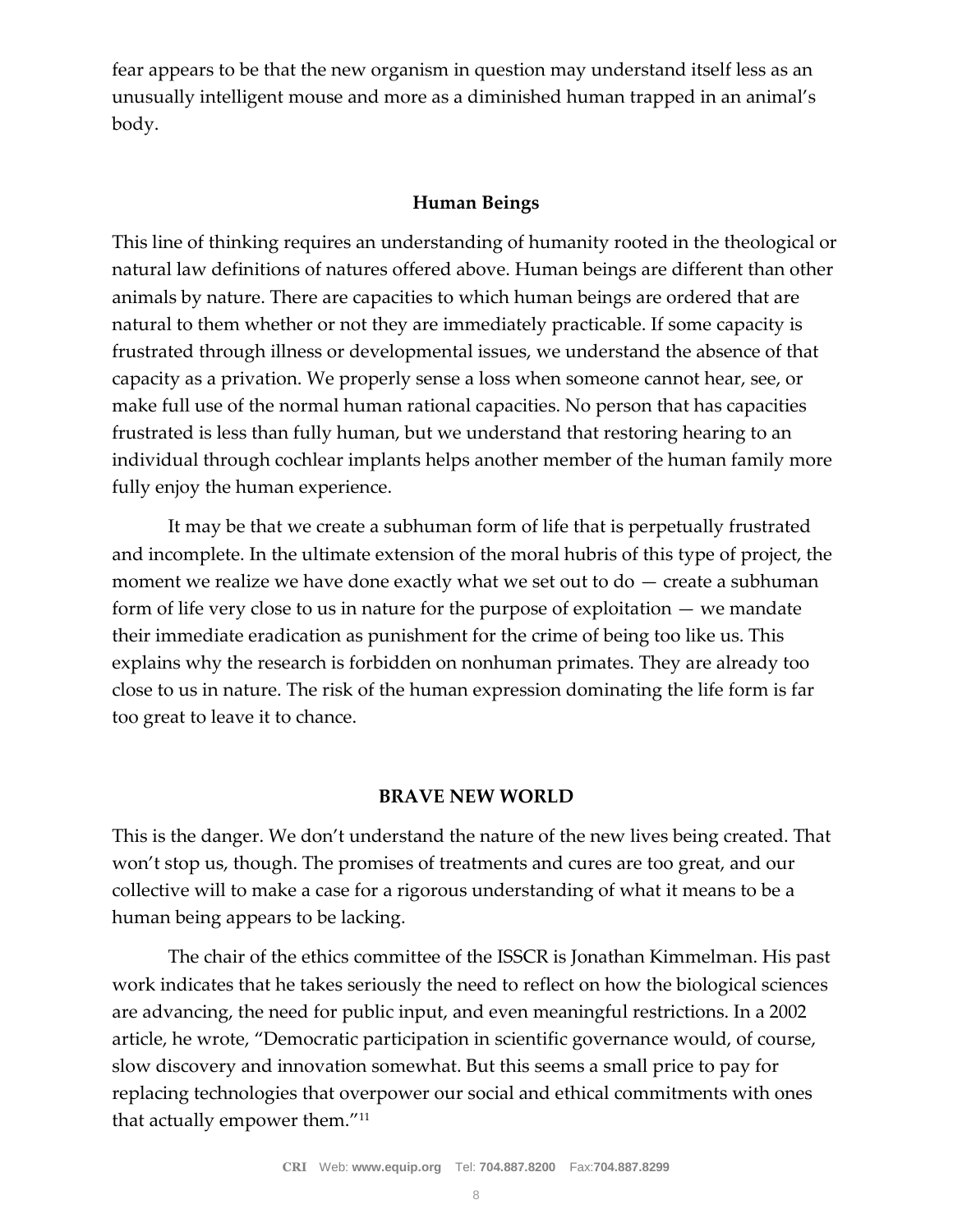fear appears to be that the new organism in question may understand itself less as an unusually intelligent mouse and more as a diminished human trapped in an animal's body.

## Human Beings

This line of thinking requires an understanding of humanity rooted in the theological or natural law definitions of natures offered above. Human beings are different than other animals by nature. There are capacities to which human beings are ordered that are natural to them whether or not they are immediately practicable. If some capacity is frustrated through illness or developmental issues, we understand the absence of that capacity as a privation. We properly sense a loss when someone cannot hear, see, or make full use of the normal human rational capacities. No person that has capacities frustrated is less than fully human, but we understand that restoring hearing to an individual through cochlear implants helps another member of the human family more fully enjoy the human experience.

It may be that we create a subhuman form of life that is perpetually frustrated and incomplete. In the ultimate extension of the moral hubris of this type of project, the moment we realize we have done exactly what we set out to do — create a subhuman form of life very close to us in nature for the purpose of exploitation — we mandate their immediate eradication as punishment for the crime of being too like us. This explains why the research is forbidden on nonhuman primates. They are already too close to us in nature. The risk of the human expression dominating the life form is far too great to leave it to chance.

## BRAVE NEW WORLD

This is the danger. We don't understand the nature of the new lives being created. That won't stop us, though. The promises of treatments and cures are too great, and our collective will to make a case for a rigorous understanding of what it means to be a human being appears to be lacking.

The chair of the ethics committee of the ISSCR is Jonathan Kimmelman. His past work indicates that he takes seriously the need to reflect on how the biological sciences are advancing, the need for public input, and even meaningful restrictions. In a 2002 article, he wrote, "Democratic participation in scientific governance would, of course, slow discovery and innovation somewhat. But this seems a small price to pay for replacing technologies that overpower our social and ethical commitments with ones that actually empower them."[11]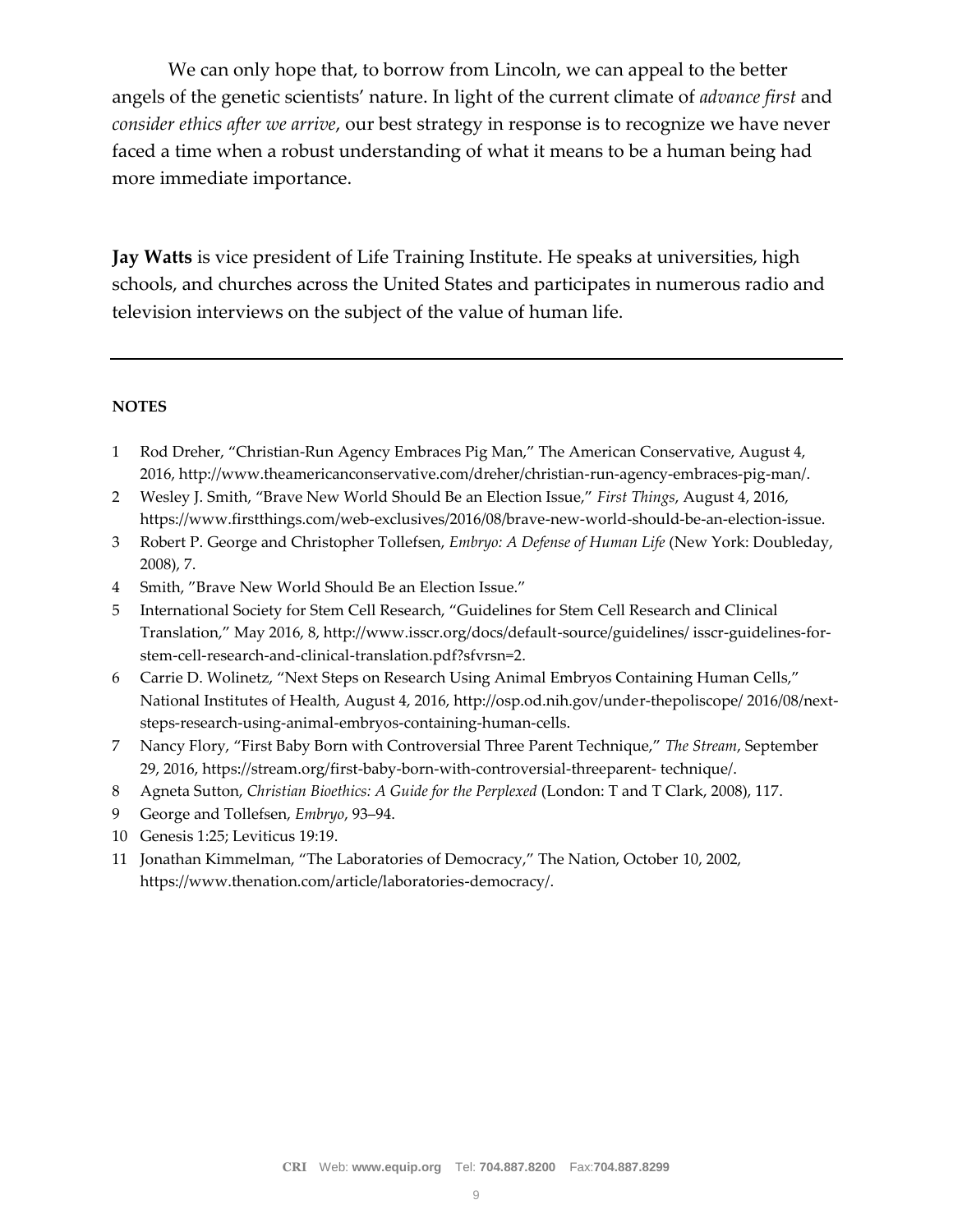We can only hope that, to borrow from Lincoln, we can appeal to the better angels of the genetic scientists' nature. In light of the current climate of *advance first* and *consider ethics after we arrive*, our best strategy in response is to recognize we have never faced a time when a robust understanding of what it means to be a human being had more immediate importance.

**Jay Watts** is vice president of Life Training Institute. He speaks at universities, high schools, and churches across the United States and participates in numerous radio and television interviews on the subject of the value of human life.

---

**NOTES**

1. Rod Dreher, "Christian-Run Agency Embraces Pig Man," The American Conservative, August 4, 2016, http://www.theamericanconservative.com/dreher/christian-run-agency-embraces-pig-man/.
2. Wesley J. Smith, "Brave New World Should Be an Election Issue," *First Things*, August 4, 2016, https://www.firstthings.com/web-exclusives/2016/08/brave-new-world-should-be-an-election-issue.
3. Robert P. George and Christopher Tollefsen, *Embryo: A Defense of Human Life* (New York: Doubleday, 2008), 7.
4. Smith, "Brave New World Should Be an Election Issue."
5. International Society for Stem Cell Research, "Guidelines for Stem Cell Research and Clinical Translation," May 2016, 8, http://www.isscr.org/docs/default-source/guidelines/ isscr-guidelines-for-stem-cell-research-and-clinical-translation.pdf?sfvrsn=2.
6. Carrie D. Wolinetz, "Next Steps on Research Using Animal Embryos Containing Human Cells," National Institutes of Health, August 4, 2016, http://osp.od.nih.gov/under-thepoliscope/ 2016/08/next-steps-research-using-animal-embryos-containing-human-cells.
7. Nancy Flory, "First Baby Born with Controversial Three Parent Technique," *The Stream*, September 29, 2016, https://stream.org/first-baby-born-with-controversial-threeparent- technique/.
8. Agneta Sutton, *Christian Bioethics: A Guide for the Perplexed* (London: T and T Clark, 2008), 117.
9. George and Tollefsen, *Embryo*, 93–94.
10. Genesis 1:25; Leviticus 19:19.
11. Jonathan Kimmelman, "The Laboratories of Democracy," The Nation, October 10, 2002, https://www.thenation.com/article/laboratories-democracy/.